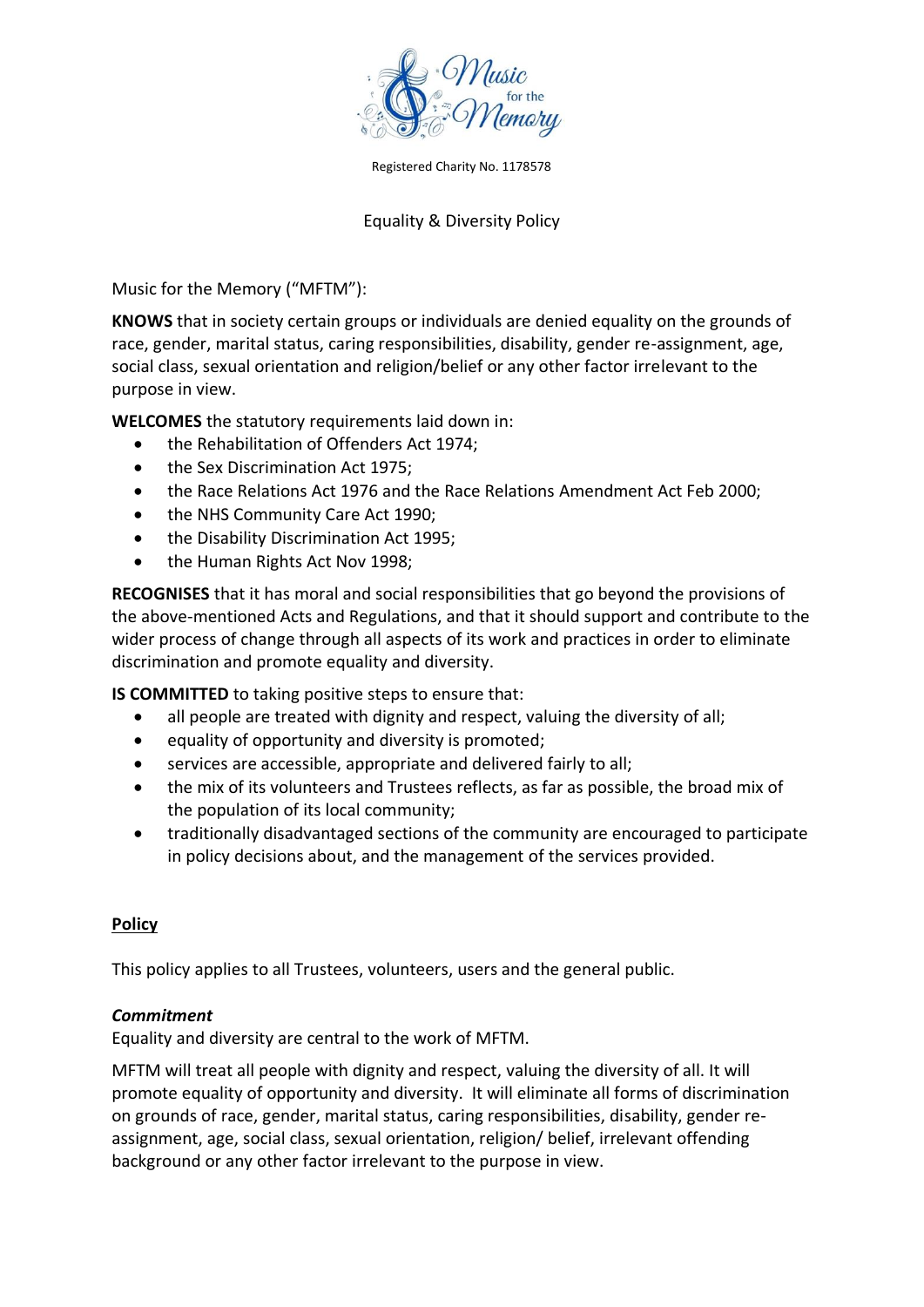Registered Charity No. 1178578

# Equality & Diversity Policy

Music for the Memory ("MFTM"):

**KNOWS** that in society certain groups or individuals are denied equality on the grounds of race, gender, marital status, caring responsibilities, disability, gender re-assignment, age, social class, sexual orientation and religion/belief or any other factor irrelevant to the purpose in view.

**WELCOMES** the statutory requirements laid down in:

- the Rehabilitation of Offenders Act 1974;
- the Sex Discrimination Act 1975;
- the Race Relations Act 1976 and the Race Relations Amendment Act Feb 2000;
- the NHS Community Care Act 1990;
- the Disability Discrimination Act 1995;
- the Human Rights Act Nov 1998;

**RECOGNISES** that it has moral and social responsibilities that go beyond the provisions of the above-mentioned Acts and Regulations, and that it should support and contribute to the wider process of change through all aspects of its work and practices in order to eliminate discrimination and promote equality and diversity.

**IS COMMITTED** to taking positive steps to ensure that:

- all people are treated with dignity and respect, valuing the diversity of all;
- equality of opportunity and diversity is promoted;
- services are accessible, appropriate and delivered fairly to all;
- the mix of its volunteers and Trustees reflects, as far as possible, the broad mix of the population of its local community;
- traditionally disadvantaged sections of the community are encouraged to participate in policy decisions about, and the management of the services provided.

## Policy

This policy applies to all Trustees, volunteers, users and the general public.

### *Commitment*

Equality and diversity are central to the work of MFTM.

MFTM will treat all people with dignity and respect, valuing the diversity of all. It will promote equality of opportunity and diversity. It will eliminate all forms of discrimination on grounds of race, gender, marital status, caring responsibilities, disability, gender re-assignment, age, social class, sexual orientation, religion/ belief, irrelevant offending background or any other factor irrelevant to the purpose in view.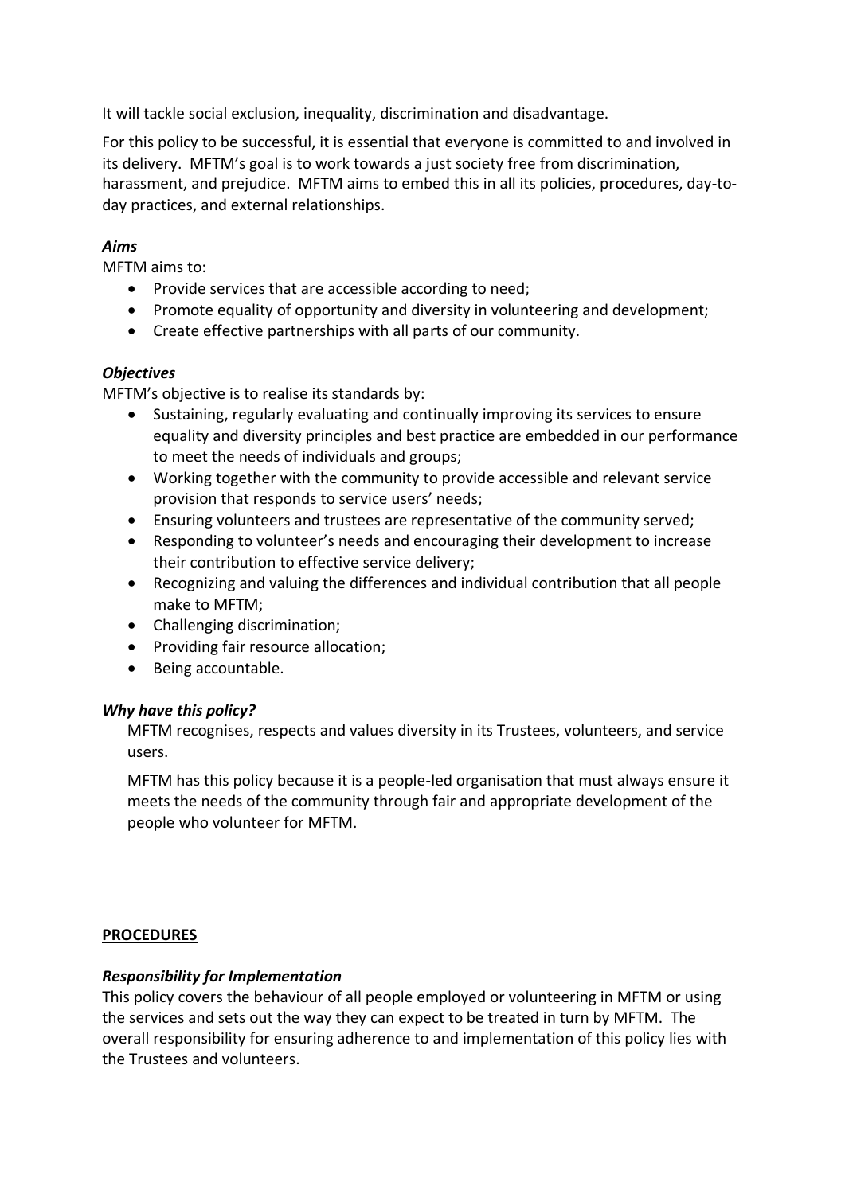It will tackle social exclusion, inequality, discrimination and disadvantage.

For this policy to be successful, it is essential that everyone is committed to and involved in its delivery. MFTM's goal is to work towards a just society free from discrimination, harassment, and prejudice. MFTM aims to embed this in all its policies, procedures, day-to-day practices, and external relationships.

***Aims***

MFTM aims to:

- Provide services that are accessible according to need;
- Promote equality of opportunity and diversity in volunteering and development;
- Create effective partnerships with all parts of our community.

***Objectives***

MFTM's objective is to realise its standards by:

- Sustaining, regularly evaluating and continually improving its services to ensure equality and diversity principles and best practice are embedded in our performance to meet the needs of individuals and groups;
- Working together with the community to provide accessible and relevant service provision that responds to service users' needs;
- Ensuring volunteers and trustees are representative of the community served;
- Responding to volunteer's needs and encouraging their development to increase their contribution to effective service delivery;
- Recognizing and valuing the differences and individual contribution that all people make to MFTM;
- Challenging discrimination;
- Providing fair resource allocation;
- Being accountable.

***Why have this policy?***

MFTM recognises, respects and values diversity in its Trustees, volunteers, and service users.

MFTM has this policy because it is a people-led organisation that must always ensure it meets the needs of the community through fair and appropriate development of the people who volunteer for MFTM.

**PROCEDURES**

***Responsibility for Implementation***

This policy covers the behaviour of all people employed or volunteering in MFTM or using the services and sets out the way they can expect to be treated in turn by MFTM. The overall responsibility for ensuring adherence to and implementation of this policy lies with the Trustees and volunteers.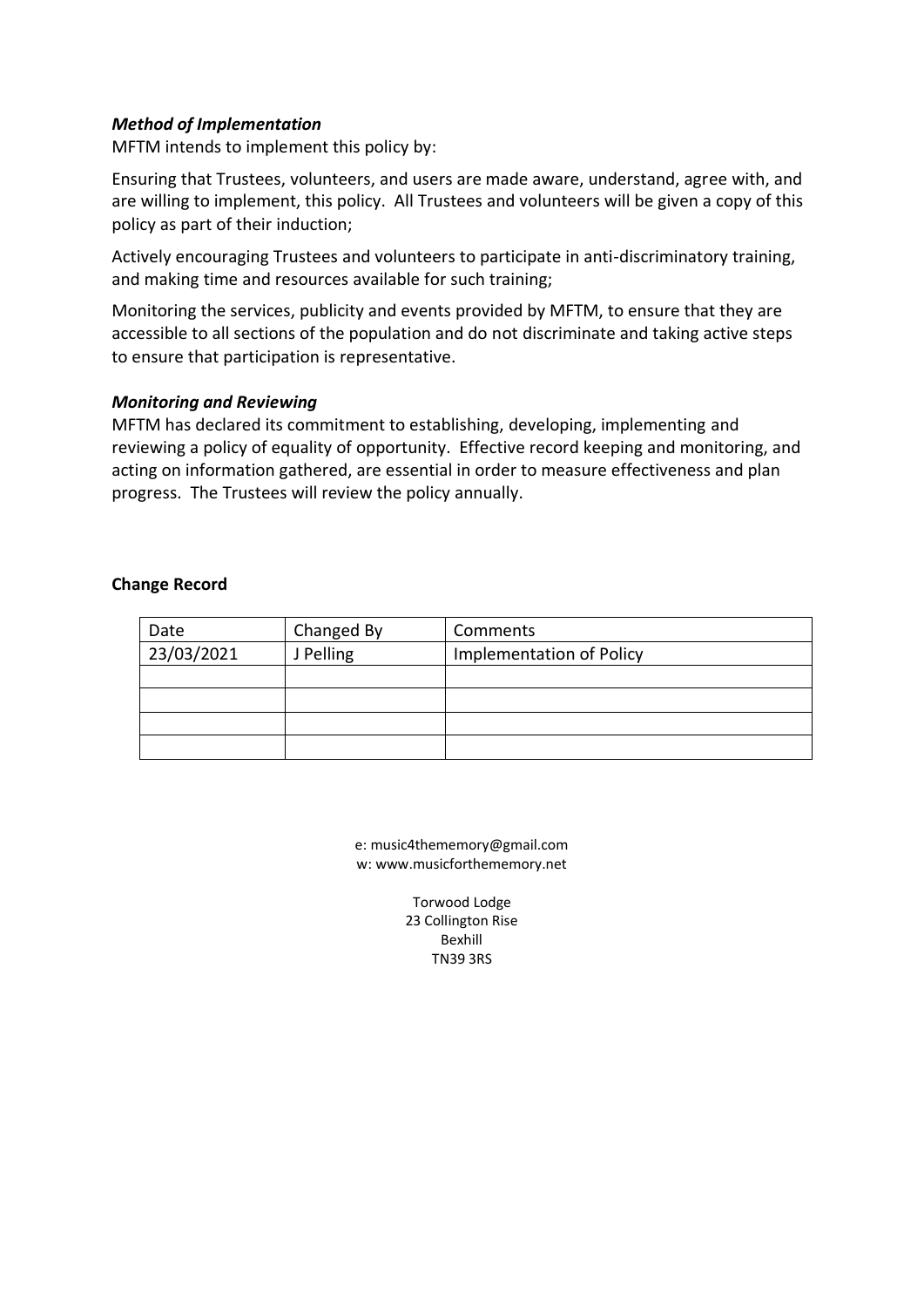### *Method of Implementation*

MFTM intends to implement this policy by:

Ensuring that Trustees, volunteers, and users are made aware, understand, agree with, and are willing to implement, this policy. All Trustees and volunteers will be given a copy of this policy as part of their induction;

Actively encouraging Trustees and volunteers to participate in anti-discriminatory training, and making time and resources available for such training;

Monitoring the services, publicity and events provided by MFTM, to ensure that they are accessible to all sections of the population and do not discriminate and taking active steps to ensure that participation is representative.

### *Monitoring and Reviewing*

MFTM has declared its commitment to establishing, developing, implementing and reviewing a policy of equality of opportunity. Effective record keeping and monitoring, and acting on information gathered, are essential in order to measure effectiveness and plan progress. The Trustees will review the policy annually.

**Change Record**

| Date | Changed By | Comments |
|---|---|---|
| 23/03/2021 | J Pelling | Implementation of Policy |
| | | |
| | | |
| | | |
| | | |

e: music4thememory@gmail.com
w: www.musicforthememory.net

Torwood Lodge
23 Collington Rise
Bexhill
TN39 3RS